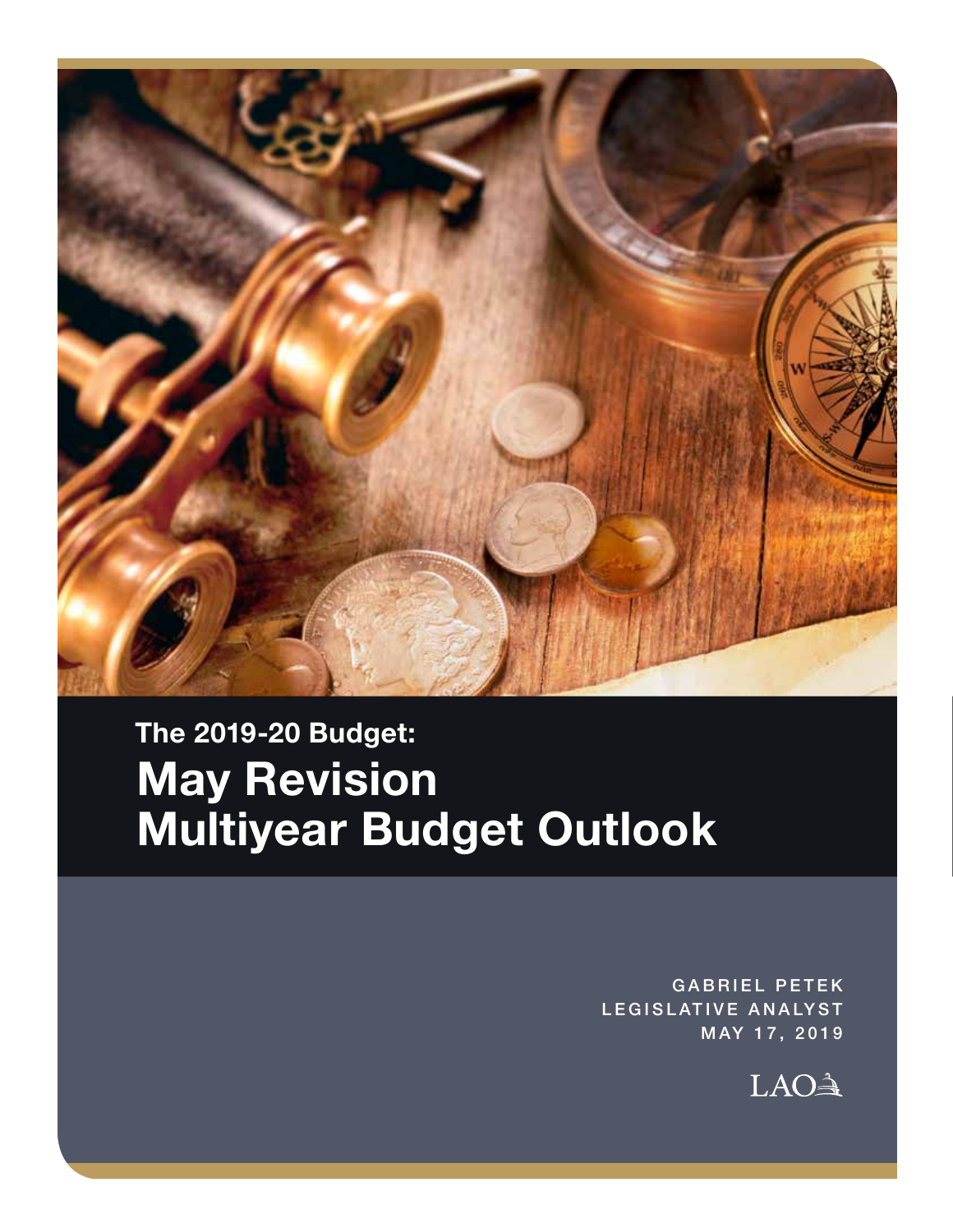### The 2019-20 Budget:

# May Revision Multiyear Budget Outlook

GABRIEL PETEK
LEGISLATIVE ANALYST
MAY 17, 2019

LAO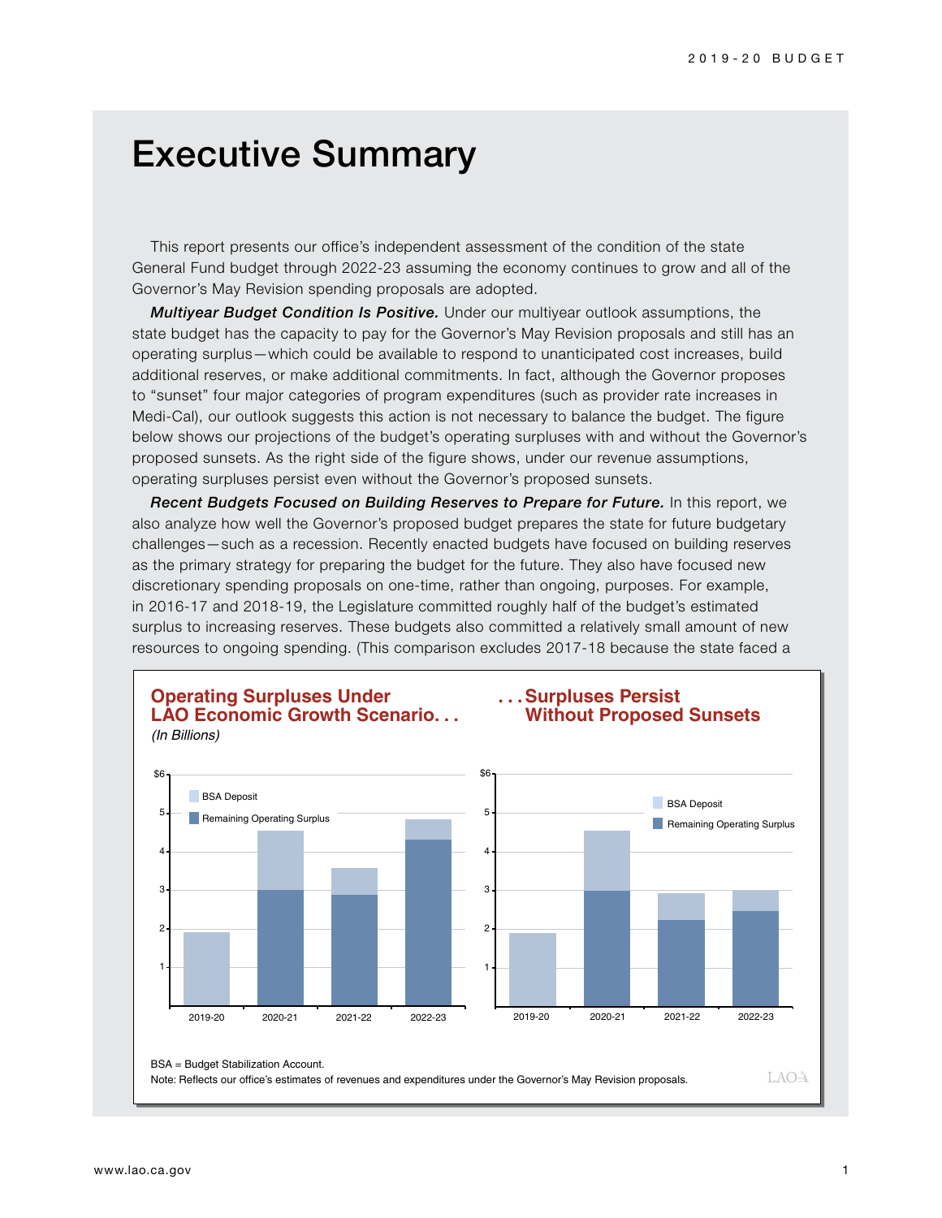# Executive Summary

This report presents our office's independent assessment of the condition of the state General Fund budget through 2022-23 assuming the economy continues to grow and all of the Governor's May Revision spending proposals are adopted.

***Multiyear Budget Condition Is Positive.*** Under our multiyear outlook assumptions, the state budget has the capacity to pay for the Governor's May Revision proposals and still has an operating surplus—which could be available to respond to unanticipated cost increases, build additional reserves, or make additional commitments. In fact, although the Governor proposes to "sunset" four major categories of program expenditures (such as provider rate increases in Medi-Cal), our outlook suggests this action is not necessary to balance the budget. The figure below shows our projections of the budget's operating surpluses with and without the Governor's proposed sunsets. As the right side of the figure shows, under our revenue assumptions, operating surpluses persist even without the Governor's proposed sunsets.

***Recent Budgets Focused on Building Reserves to Prepare for Future.*** In this report, we also analyze how well the Governor's proposed budget prepares the state for future budgetary challenges—such as a recession. Recently enacted budgets have focused on building reserves as the primary strategy for preparing the budget for the future. They also have focused new discretionary spending proposals on one-time, rather than ongoing, purposes. For example, in 2016-17 and 2018-19, the Legislature committed roughly half of the budget's estimated surplus to increasing reserves. These budgets also committed a relatively small amount of new resources to ongoing spending. (This comparison excludes 2017-18 because the state faced a

**Operating Surpluses Under LAO Economic Growth Scenario. . .**
*(In Billions)*

**. . .Surpluses Persist Without Proposed Sunsets**

BSA = Budget Stabilization Account.
Note: Reflects our office's estimates of revenues and expenditures under the Governor's May Revision proposals.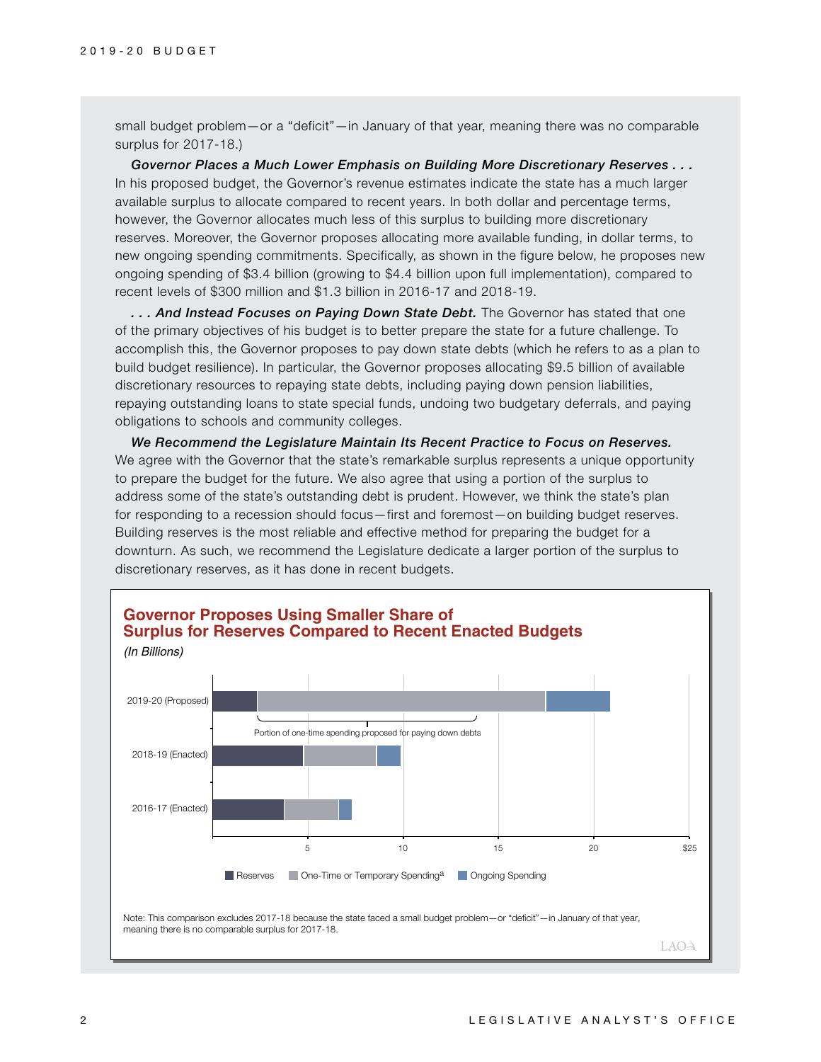small budget problem—or a "deficit"—in January of that year, meaning there was no comparable surplus for 2017-18.)

***Governor Places a Much Lower Emphasis on Building More Discretionary Reserves . . .*** In his proposed budget, the Governor's revenue estimates indicate the state has a much larger available surplus to allocate compared to recent years. In both dollar and percentage terms, however, the Governor allocates much less of this surplus to building more discretionary reserves. Moreover, the Governor proposes allocating more available funding, in dollar terms, to new ongoing spending commitments. Specifically, as shown in the figure below, he proposes new ongoing spending of $3.4 billion (growing to $4.4 billion upon full implementation), compared to recent levels of $300 million and $1.3 billion in 2016-17 and 2018-19.

***. . . And Instead Focuses on Paying Down State Debt.*** The Governor has stated that one of the primary objectives of his budget is to better prepare the state for a future challenge. To accomplish this, the Governor proposes to pay down state debts (which he refers to as a plan to build budget resilience). In particular, the Governor proposes allocating $9.5 billion of available discretionary resources to repaying state debts, including paying down pension liabilities, repaying outstanding loans to state special funds, undoing two budgetary deferrals, and paying obligations to schools and community colleges.

***We Recommend the Legislature Maintain Its Recent Practice to Focus on Reserves.*** We agree with the Governor that the state's remarkable surplus represents a unique opportunity to prepare the budget for the future. We also agree that using a portion of the surplus to address some of the state's outstanding debt is prudent. However, we think the state's plan for responding to a recession should focus—first and foremost—on building budget reserves. Building reserves is the most reliable and effective method for preparing the budget for a downturn. As such, we recommend the Legislature dedicate a larger portion of the surplus to discretionary reserves, as it has done in recent budgets.

**Governor Proposes Using Smaller Share of Surplus for Reserves Compared to Recent Enacted Budgets**

*(In Billions)*

[Stacked horizontal bar chart: 2019-20 (Proposed), 2018-19 (Enacted), 2016-17 (Enacted); x-axis 0 to $25 (5, 10, 15, 20, $25). Series: Reserves, One-Time or Temporary Spending[a], Ongoing Spending. Annotation on 2019-20 bar: "Portion of one-time spending proposed for paying down debts".]

Note: This comparison excludes 2017-18 because the state faced a small budget problem—or "deficit"—in January of that year, meaning there is no comparable surplus for 2017-18.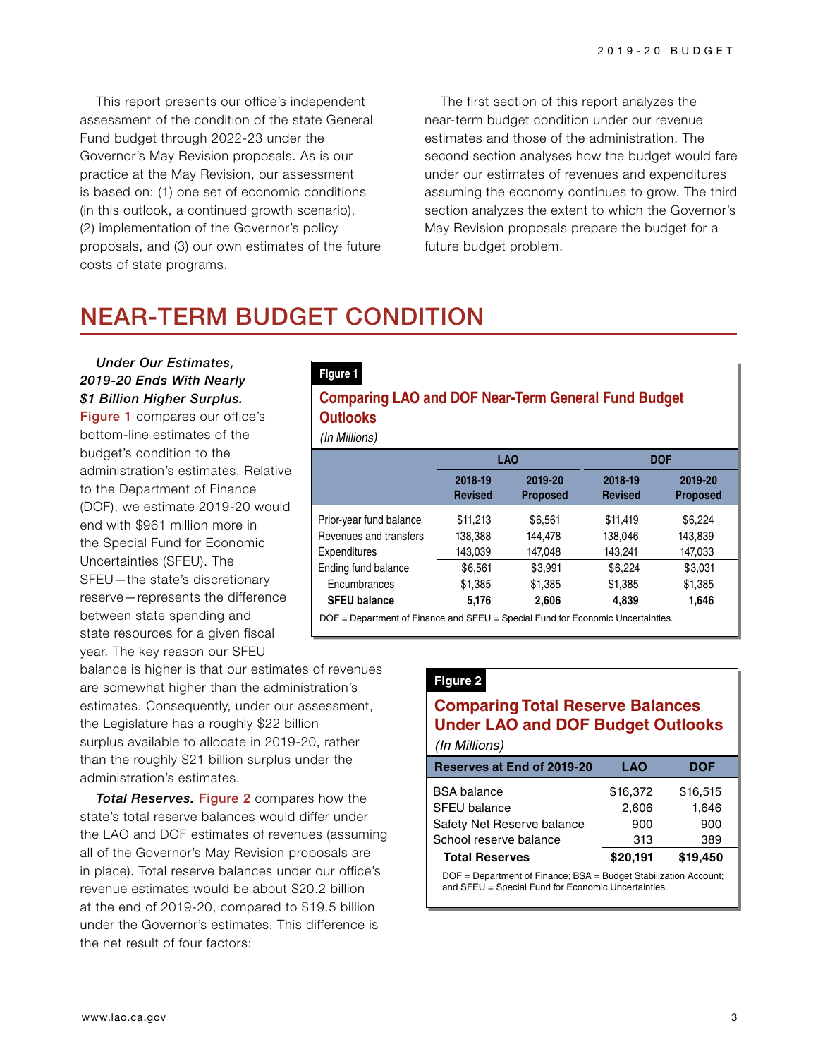This report presents our office's independent assessment of the condition of the state General Fund budget through 2022-23 under the Governor's May Revision proposals. As is our practice at the May Revision, our assessment is based on: (1) one set of economic conditions (in this outlook, a continued growth scenario), (2) implementation of the Governor's policy proposals, and (3) our own estimates of the future costs of state programs.

The first section of this report analyzes the near-term budget condition under our revenue estimates and those of the administration. The second section analyses how the budget would fare under our estimates of revenues and expenditures assuming the economy continues to grow. The third section analyzes the extent to which the Governor's May Revision proposals prepare the budget for a future budget problem.

# NEAR-TERM BUDGET CONDITION

***Under Our Estimates, 2019-20 Ends With Nearly $1 Billion Higher Surplus.*** Figure 1 compares our office's bottom-line estimates of the budget's condition to the administration's estimates. Relative to the Department of Finance (DOF), we estimate 2019-20 would end with $961 million more in the Special Fund for Economic Uncertainties (SFEU). The SFEU—the state's discretionary reserve—represents the difference between state spending and state resources for a given fiscal year. The key reason our SFEU balance is higher is that our estimates of revenues are somewhat higher than the administration's estimates. Consequently, under our assessment, the Legislature has a roughly $22 billion surplus available to allocate in 2019-20, rather than the roughly $21 billion surplus under the administration's estimates.

**Figure 1**

**Comparing LAO and DOF Near-Term General Fund Budget Outlooks**

*(In Millions)*

| | LAO | | DOF | |
|---|---|---|---|---|
| | 2018-19 Revised | 2019-20 Proposed | 2018-19 Revised | 2019-20 Proposed |
| Prior-year fund balance | $11,213 | $6,561 | $11,419 | $6,224 |
| Revenues and transfers | 138,388 | 144,478 | 138,046 | 143,839 |
| Expenditures | 143,039 | 147,048 | 143,241 | 147,033 |
| Ending fund balance | $6,561 | $3,991 | $6,224 | $3,031 |
| Encumbrances | $1,385 | $1,385 | $1,385 | $1,385 |
| **SFEU balance** | **5,176** | **2,606** | **4,839** | **1,646** |

DOF = Department of Finance and SFEU = Special Fund for Economic Uncertainties.

***Total Reserves.*** Figure 2 compares how the state's total reserve balances would differ under the LAO and DOF estimates of revenues (assuming all of the Governor's May Revision proposals are in place). Total reserve balances under our office's revenue estimates would be about $20.2 billion at the end of 2019-20, compared to $19.5 billion under the Governor's estimates. This difference is the net result of four factors:

**Figure 2**

**Comparing Total Reserve Balances Under LAO and DOF Budget Outlooks**

*(In Millions)*

| Reserves at End of 2019-20 | LAO | DOF |
|---|---|---|
| BSA balance | $16,372 | $16,515 |
| SFEU balance | 2,606 | 1,646 |
| Safety Net Reserve balance | 900 | 900 |
| School reserve balance | 313 | 389 |
| **Total Reserves** | **$20,191** | **$19,450** |

DOF = Department of Finance; BSA = Budget Stabilization Account; and SFEU = Special Fund for Economic Uncertainties.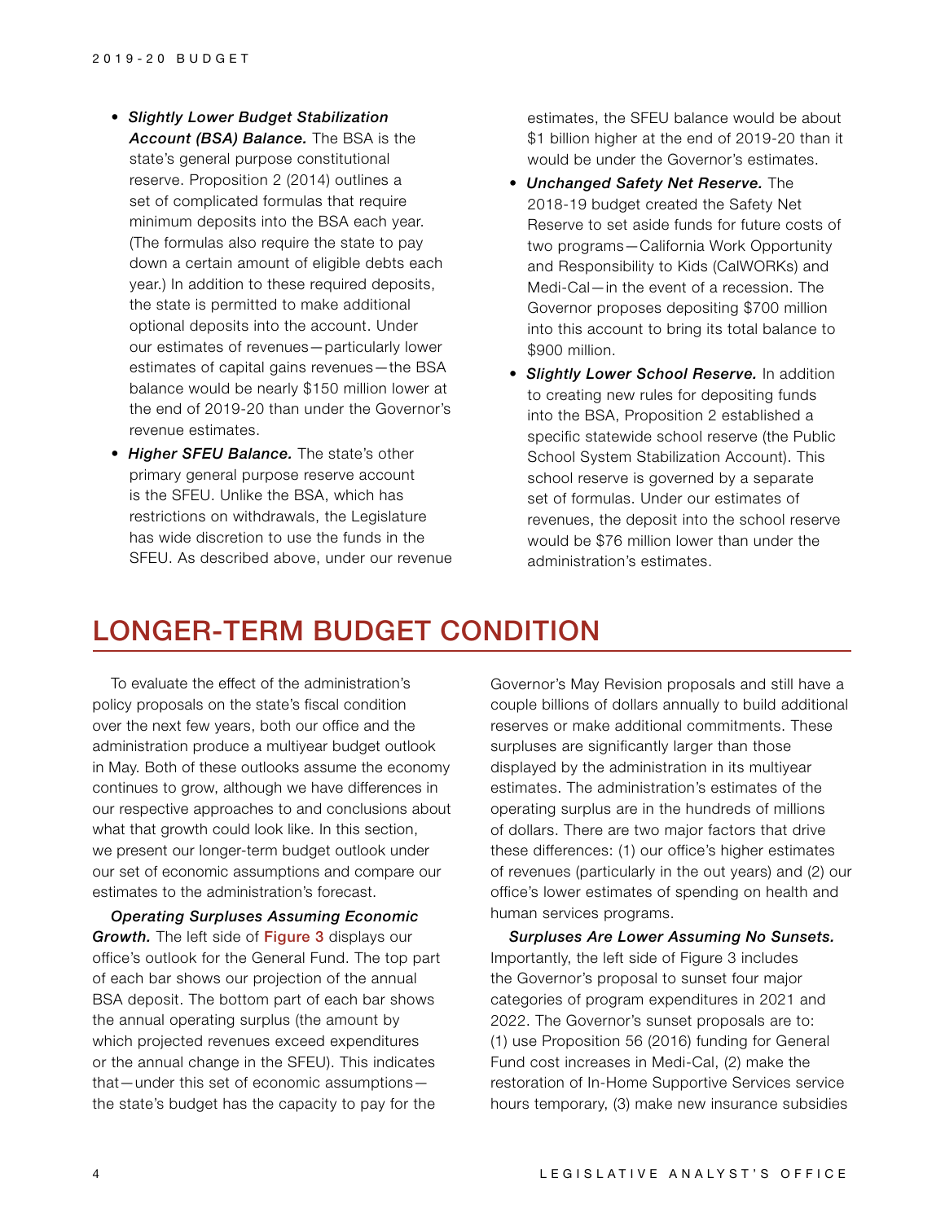- ***Slightly Lower Budget Stabilization Account (BSA) Balance.*** The BSA is the state's general purpose constitutional reserve. Proposition 2 (2014) outlines a set of complicated formulas that require minimum deposits into the BSA each year. (The formulas also require the state to pay down a certain amount of eligible debts each year.) In addition to these required deposits, the state is permitted to make additional optional deposits into the account. Under our estimates of revenues—particularly lower estimates of capital gains revenues—the BSA balance would be nearly $150 million lower at the end of 2019-20 than under the Governor's revenue estimates.
- ***Higher SFEU Balance.*** The state's other primary general purpose reserve account is the SFEU. Unlike the BSA, which has restrictions on withdrawals, the Legislature has wide discretion to use the funds in the SFEU. As described above, under our revenue estimates, the SFEU balance would be about $1 billion higher at the end of 2019-20 than it would be under the Governor's estimates.
- ***Unchanged Safety Net Reserve.*** The 2018-19 budget created the Safety Net Reserve to set aside funds for future costs of two programs—California Work Opportunity and Responsibility to Kids (CalWORKs) and Medi-Cal—in the event of a recession. The Governor proposes depositing $700 million into this account to bring its total balance to $900 million.
- ***Slightly Lower School Reserve.*** In addition to creating new rules for depositing funds into the BSA, Proposition 2 established a specific statewide school reserve (the Public School System Stabilization Account). This school reserve is governed by a separate set of formulas. Under our estimates of revenues, the deposit into the school reserve would be $76 million lower than under the administration's estimates.

# LONGER-TERM BUDGET CONDITION

To evaluate the effect of the administration's policy proposals on the state's fiscal condition over the next few years, both our office and the administration produce a multiyear budget outlook in May. Both of these outlooks assume the economy continues to grow, although we have differences in our respective approaches to and conclusions about what that growth could look like. In this section, we present our longer-term budget outlook under our set of economic assumptions and compare our estimates to the administration's forecast.

***Operating Surpluses Assuming Economic Growth.*** The left side of Figure 3 displays our office's outlook for the General Fund. The top part of each bar shows our projection of the annual BSA deposit. The bottom part of each bar shows the annual operating surplus (the amount by which projected revenues exceed expenditures or the annual change in the SFEU). This indicates that—under this set of economic assumptions—the state's budget has the capacity to pay for the Governor's May Revision proposals and still have a couple billions of dollars annually to build additional reserves or make additional commitments. These surpluses are significantly larger than those displayed by the administration in its multiyear estimates. The administration's estimates of the operating surplus are in the hundreds of millions of dollars. There are two major factors that drive these differences: (1) our office's higher estimates of revenues (particularly in the out years) and (2) our office's lower estimates of spending on health and human services programs.

***Surpluses Are Lower Assuming No Sunsets.*** Importantly, the left side of Figure 3 includes the Governor's proposal to sunset four major categories of program expenditures in 2021 and 2022. The Governor's sunset proposals are to: (1) use Proposition 56 (2016) funding for General Fund cost increases in Medi-Cal, (2) make the restoration of In-Home Supportive Services service hours temporary, (3) make new insurance subsidies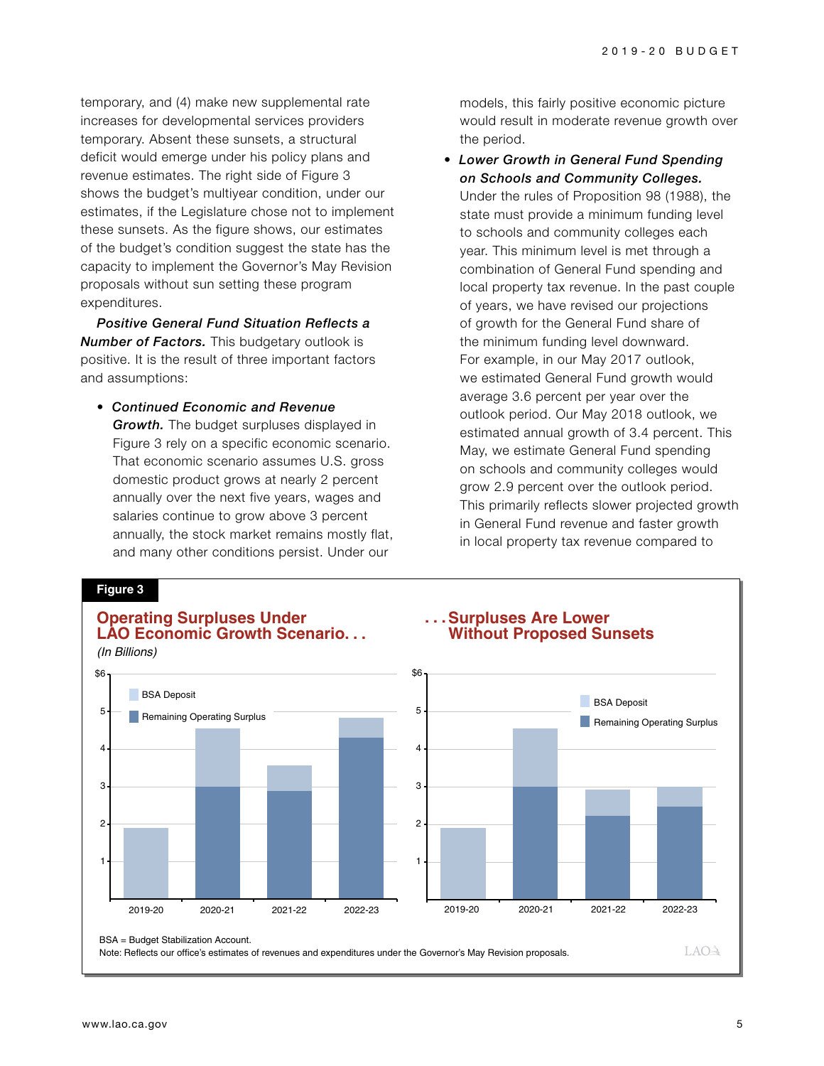temporary, and (4) make new supplemental rate increases for developmental services providers temporary. Absent these sunsets, a structural deficit would emerge under his policy plans and revenue estimates. The right side of Figure 3 shows the budget's multiyear condition, under our estimates, if the Legislature chose not to implement these sunsets. As the figure shows, our estimates of the budget's condition suggest the state has the capacity to implement the Governor's May Revision proposals without sun setting these program expenditures.

***Positive General Fund Situation Reflects a Number of Factors.*** This budgetary outlook is positive. It is the result of three important factors and assumptions:

- ***Continued Economic and Revenue Growth.*** The budget surpluses displayed in Figure 3 rely on a specific economic scenario. That economic scenario assumes U.S. gross domestic product grows at nearly 2 percent annually over the next five years, wages and salaries continue to grow above 3 percent annually, the stock market remains mostly flat, and many other conditions persist. Under our models, this fairly positive economic picture would result in moderate revenue growth over the period.

- ***Lower Growth in General Fund Spending on Schools and Community Colleges.*** Under the rules of Proposition 98 (1988), the state must provide a minimum funding level to schools and community colleges each year. This minimum level is met through a combination of General Fund spending and local property tax revenue. In the past couple of years, we have revised our projections of growth for the General Fund share of the minimum funding level downward. For example, in our May 2017 outlook, we estimated General Fund growth would average 3.6 percent per year over the outlook period. Our May 2018 outlook, we estimated annual growth of 3.4 percent. This May, we estimate General Fund spending on schools and community colleges would grow 2.9 percent over the outlook period. This primarily reflects slower projected growth in General Fund revenue and faster growth in local property tax revenue compared to

**Figure 3**

**Operating Surpluses Under LAO Economic Growth Scenario. . .** *(In Billions)*

**. . . Surpluses Are Lower Without Proposed Sunsets**

BSA = Budget Stabilization Account.

Note: Reflects our office's estimates of revenues and expenditures under the Governor's May Revision proposals.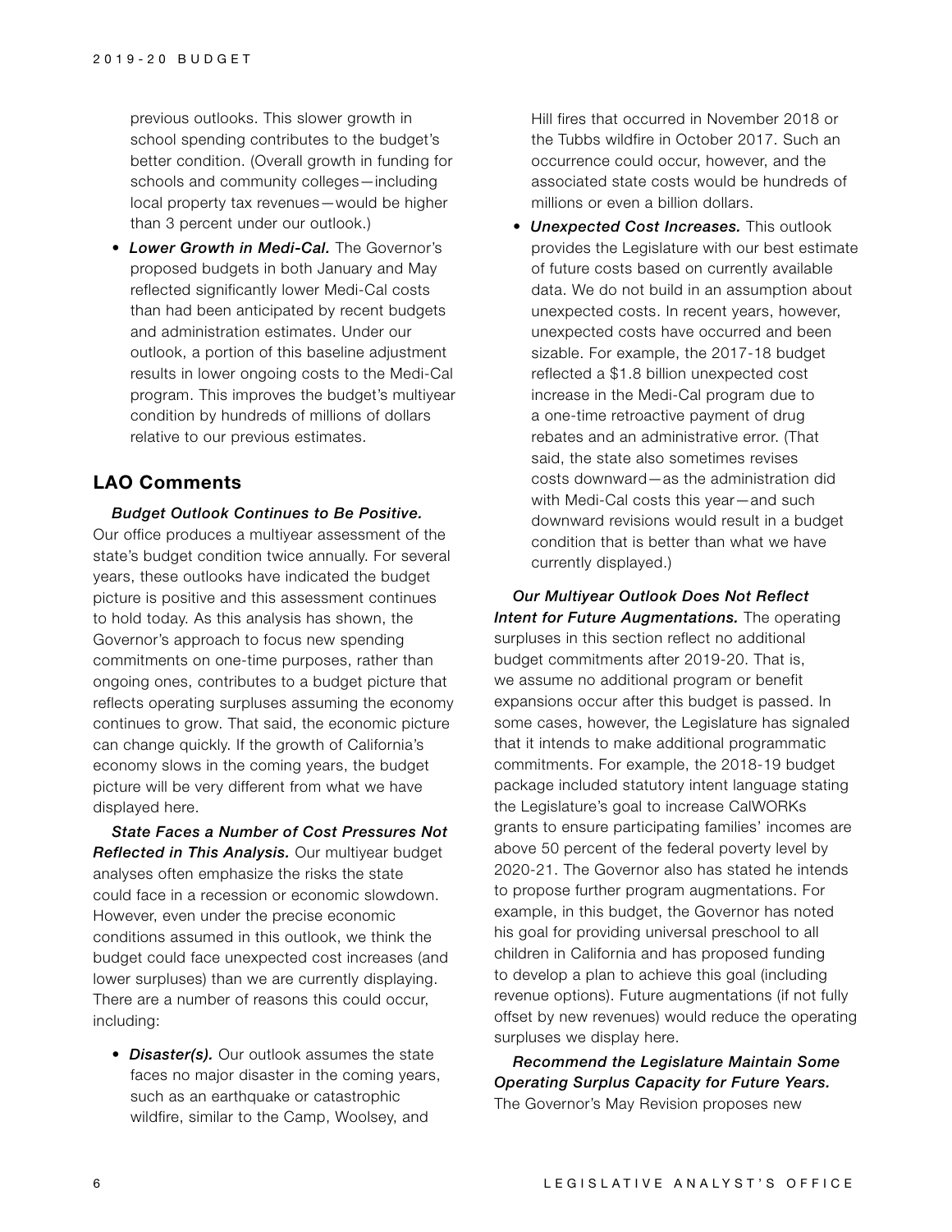previous outlooks. This slower growth in school spending contributes to the budget's better condition. (Overall growth in funding for schools and community colleges—including local property tax revenues—would be higher than 3 percent under our outlook.)

- ***Lower Growth in Medi-Cal.*** The Governor's proposed budgets in both January and May reflected significantly lower Medi-Cal costs than had been anticipated by recent budgets and administration estimates. Under our outlook, a portion of this baseline adjustment results in lower ongoing costs to the Medi-Cal program. This improves the budget's multiyear condition by hundreds of millions of dollars relative to our previous estimates.

## LAO Comments

***Budget Outlook Continues to Be Positive.*** Our office produces a multiyear assessment of the state's budget condition twice annually. For several years, these outlooks have indicated the budget picture is positive and this assessment continues to hold today. As this analysis has shown, the Governor's approach to focus new spending commitments on one-time purposes, rather than ongoing ones, contributes to a budget picture that reflects operating surpluses assuming the economy continues to grow. That said, the economic picture can change quickly. If the growth of California's economy slows in the coming years, the budget picture will be very different from what we have displayed here.

***State Faces a Number of Cost Pressures Not Reflected in This Analysis.*** Our multiyear budget analyses often emphasize the risks the state could face in a recession or economic slowdown. However, even under the precise economic conditions assumed in this outlook, we think the budget could face unexpected cost increases (and lower surpluses) than we are currently displaying. There are a number of reasons this could occur, including:

- ***Disaster(s).*** Our outlook assumes the state faces no major disaster in the coming years, such as an earthquake or catastrophic wildfire, similar to the Camp, Woolsey, and Hill fires that occurred in November 2018 or the Tubbs wildfire in October 2017. Such an occurrence could occur, however, and the associated state costs would be hundreds of millions or even a billion dollars.
- ***Unexpected Cost Increases.*** This outlook provides the Legislature with our best estimate of future costs based on currently available data. We do not build in an assumption about unexpected costs. In recent years, however, unexpected costs have occurred and been sizable. For example, the 2017-18 budget reflected a $1.8 billion unexpected cost increase in the Medi-Cal program due to a one-time retroactive payment of drug rebates and an administrative error. (That said, the state also sometimes revises costs downward—as the administration did with Medi-Cal costs this year—and such downward revisions would result in a budget condition that is better than what we have currently displayed.)

***Our Multiyear Outlook Does Not Reflect Intent for Future Augmentations.*** The operating surpluses in this section reflect no additional budget commitments after 2019-20. That is, we assume no additional program or benefit expansions occur after this budget is passed. In some cases, however, the Legislature has signaled that it intends to make additional programmatic commitments. For example, the 2018-19 budget package included statutory intent language stating the Legislature's goal to increase CalWORKs grants to ensure participating families' incomes are above 50 percent of the federal poverty level by 2020-21. The Governor also has stated he intends to propose further program augmentations. For example, in this budget, the Governor has noted his goal for providing universal preschool to all children in California and has proposed funding to develop a plan to achieve this goal (including revenue options). Future augmentations (if not fully offset by new revenues) would reduce the operating surpluses we display here.

***Recommend the Legislature Maintain Some Operating Surplus Capacity for Future Years.*** The Governor's May Revision proposes new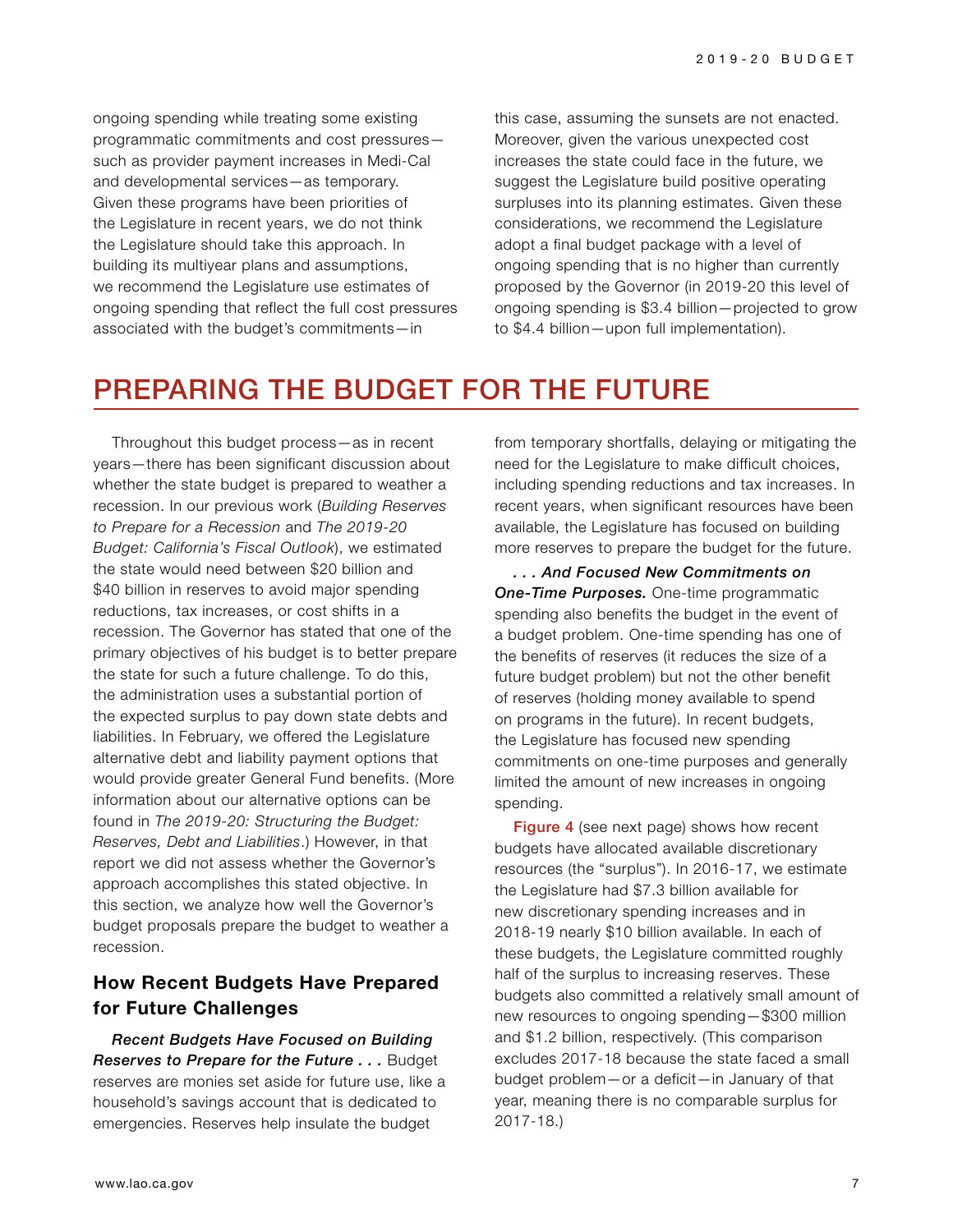ongoing spending while treating some existing programmatic commitments and cost pressures—such as provider payment increases in Medi-Cal and developmental services—as temporary. Given these programs have been priorities of the Legislature in recent years, we do not think the Legislature should take this approach. In building its multiyear plans and assumptions, we recommend the Legislature use estimates of ongoing spending that reflect the full cost pressures associated with the budget's commitments—in this case, assuming the sunsets are not enacted. Moreover, given the various unexpected cost increases the state could face in the future, we suggest the Legislature build positive operating surpluses into its planning estimates. Given these considerations, we recommend the Legislature adopt a final budget package with a level of ongoing spending that is no higher than currently proposed by the Governor (in 2019-20 this level of ongoing spending is $3.4 billion—projected to grow to $4.4 billion—upon full implementation).

# PREPARING THE BUDGET FOR THE FUTURE

Throughout this budget process—as in recent years—there has been significant discussion about whether the state budget is prepared to weather a recession. In our previous work (*Building Reserves to Prepare for a Recession* and *The 2019-20 Budget: California's Fiscal Outlook*), we estimated the state would need between $20 billion and $40 billion in reserves to avoid major spending reductions, tax increases, or cost shifts in a recession. The Governor has stated that one of the primary objectives of his budget is to better prepare the state for such a future challenge. To do this, the administration uses a substantial portion of the expected surplus to pay down state debts and liabilities. In February, we offered the Legislature alternative debt and liability payment options that would provide greater General Fund benefits. (More information about our alternative options can be found in *The 2019-20: Structuring the Budget: Reserves, Debt and Liabilities*.) However, in that report we did not assess whether the Governor's approach accomplishes this stated objective. In this section, we analyze how well the Governor's budget proposals prepare the budget to weather a recession.

## How Recent Budgets Have Prepared for Future Challenges

***Recent Budgets Have Focused on Building Reserves to Prepare for the Future . . .*** Budget reserves are monies set aside for future use, like a household's savings account that is dedicated to emergencies. Reserves help insulate the budget from temporary shortfalls, delaying or mitigating the need for the Legislature to make difficult choices, including spending reductions and tax increases. In recent years, when significant resources have been available, the Legislature has focused on building more reserves to prepare the budget for the future.

***. . . And Focused New Commitments on One-Time Purposes.*** One-time programmatic spending also benefits the budget in the event of a budget problem. One-time spending has one of the benefits of reserves (it reduces the size of a future budget problem) but not the other benefit of reserves (holding money available to spend on programs in the future). In recent budgets, the Legislature has focused new spending commitments on one-time purposes and generally limited the amount of new increases in ongoing spending.

Figure 4 (see next page) shows how recent budgets have allocated available discretionary resources (the "surplus"). In 2016-17, we estimate the Legislature had $7.3 billion available for new discretionary spending increases and in 2018-19 nearly $10 billion available. In each of these budgets, the Legislature committed roughly half of the surplus to increasing reserves. These budgets also committed a relatively small amount of new resources to ongoing spending—$300 million and $1.2 billion, respectively. (This comparison excludes 2017-18 because the state faced a small budget problem—or a deficit—in January of that year, meaning there is no comparable surplus for 2017-18.)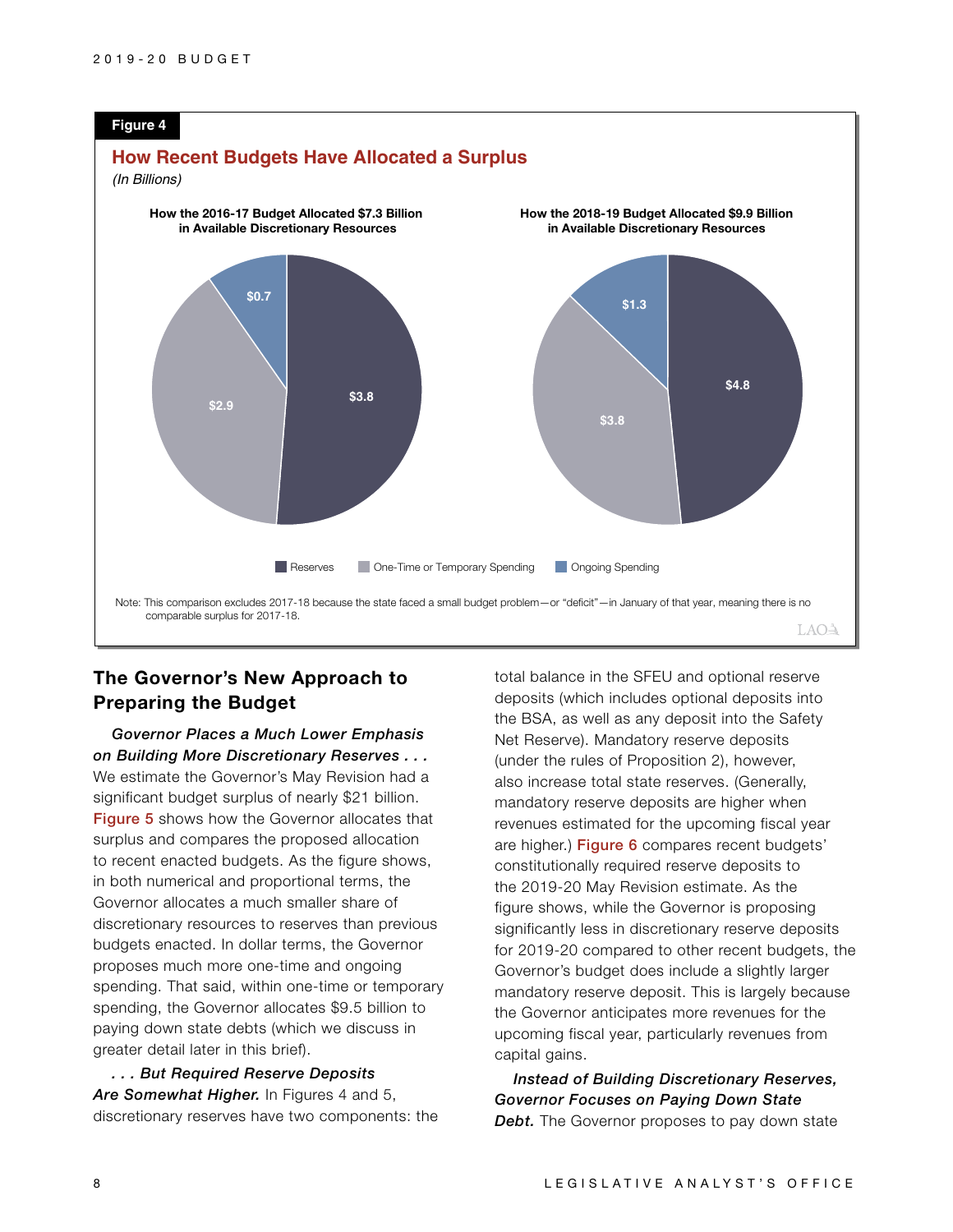**Figure 4**

**How Recent Budgets Have Allocated a Surplus**

*(In Billions)*

**How the 2016-17 Budget Allocated $7.3 Billion in Available Discretionary Resources**

| Category | Amount |
|---|---|
| Reserves | $3.8 |
| One-Time or Temporary Spending | $2.9 |
| Ongoing Spending | $0.7 |

**How the 2018-19 Budget Allocated $9.9 Billion in Available Discretionary Resources**

| Category | Amount |
|---|---|
| Reserves | $4.8 |
| One-Time or Temporary Spending | $3.8 |
| Ongoing Spending | $1.3 |

Note: This comparison excludes 2017-18 because the state faced a small budget problem—or "deficit"—in January of that year, meaning there is no comparable surplus for 2017-18.

## The Governor's New Approach to Preparing the Budget

***Governor Places a Much Lower Emphasis on Building More Discretionary Reserves . . .*** We estimate the Governor's May Revision had a significant budget surplus of nearly $21 billion. Figure 5 shows how the Governor allocates that surplus and compares the proposed allocation to recent enacted budgets. As the figure shows, in both numerical and proportional terms, the Governor allocates a much smaller share of discretionary resources to reserves than previous budgets enacted. In dollar terms, the Governor proposes much more one-time and ongoing spending. That said, within one-time or temporary spending, the Governor allocates $9.5 billion to paying down state debts (which we discuss in greater detail later in this brief).

***. . . But Required Reserve Deposits Are Somewhat Higher.*** In Figures 4 and 5, discretionary reserves have two components: the total balance in the SFEU and optional reserve deposits (which includes optional deposits into the BSA, as well as any deposit into the Safety Net Reserve). Mandatory reserve deposits (under the rules of Proposition 2), however, also increase total state reserves. (Generally, mandatory reserve deposits are higher when revenues estimated for the upcoming fiscal year are higher.) Figure 6 compares recent budgets' constitutionally required reserve deposits to the 2019-20 May Revision estimate. As the figure shows, while the Governor is proposing significantly less in discretionary reserve deposits for 2019-20 compared to other recent budgets, the Governor's budget does include a slightly larger mandatory reserve deposit. This is largely because the Governor anticipates more revenues for the upcoming fiscal year, particularly revenues from capital gains.

***Instead of Building Discretionary Reserves, Governor Focuses on Paying Down State Debt.*** The Governor proposes to pay down state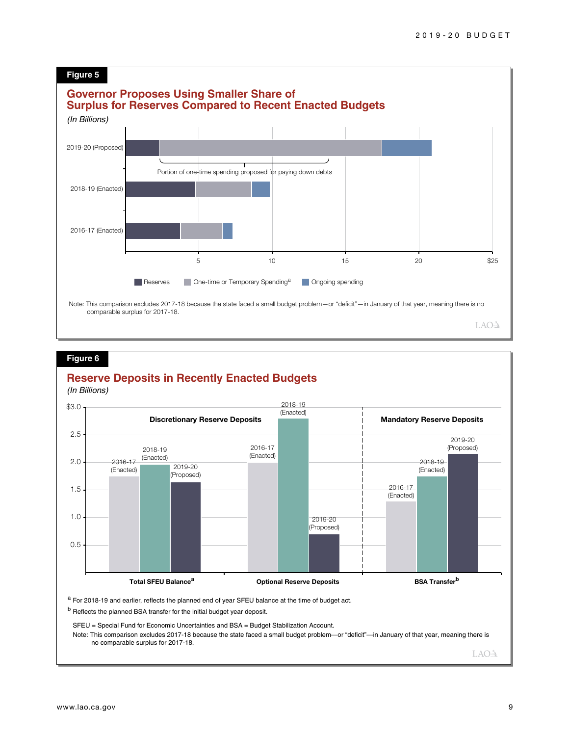**Figure 5**

## Governor Proposes Using Smaller Share of Surplus for Reserves Compared to Recent Enacted Budgets

*(In Billions)*

2019-20 (Proposed)

Portion of one-time spending proposed for paying down debts

2018-19 (Enacted)

2016-17 (Enacted)

5 10 15 20 $25

Reserves | One-time or Temporary Spending[a] | Ongoing spending

Note: This comparison excludes 2017-18 because the state faced a small budget problem—or "deficit"—in January of that year, meaning there is no comparable surplus for 2017-18.

**Figure 6**

## Reserve Deposits in Recently Enacted Budgets

*(In Billions)*

$3.0, 2.5, 2.0, 1.5, 1.0, 0.5

Discretionary Reserve Deposits | Mandatory Reserve Deposits

Total SFEU Balance[a]: 2016-17 (Enacted), 2018-19 (Enacted), 2019-20 (Proposed)

Optional Reserve Deposits: 2016-17 (Enacted), 2018-19 (Enacted), 2019-20 (Proposed)

BSA Transfer[b]: 2016-17 (Enacted), 2018-19 (Enacted), 2019-20 (Proposed)

[a] For 2018-19 and earlier, reflects the planned end of year SFEU balance at the time of budget act.

[b] Reflects the planned BSA transfer for the initial budget year deposit.

SFEU = Special Fund for Economic Uncertainties and BSA = Budget Stabilization Account.

Note: This comparison excludes 2017-18 because the state faced a small budget problem—or "deficit"—in January of that year, meaning there is no comparable surplus for 2017-18.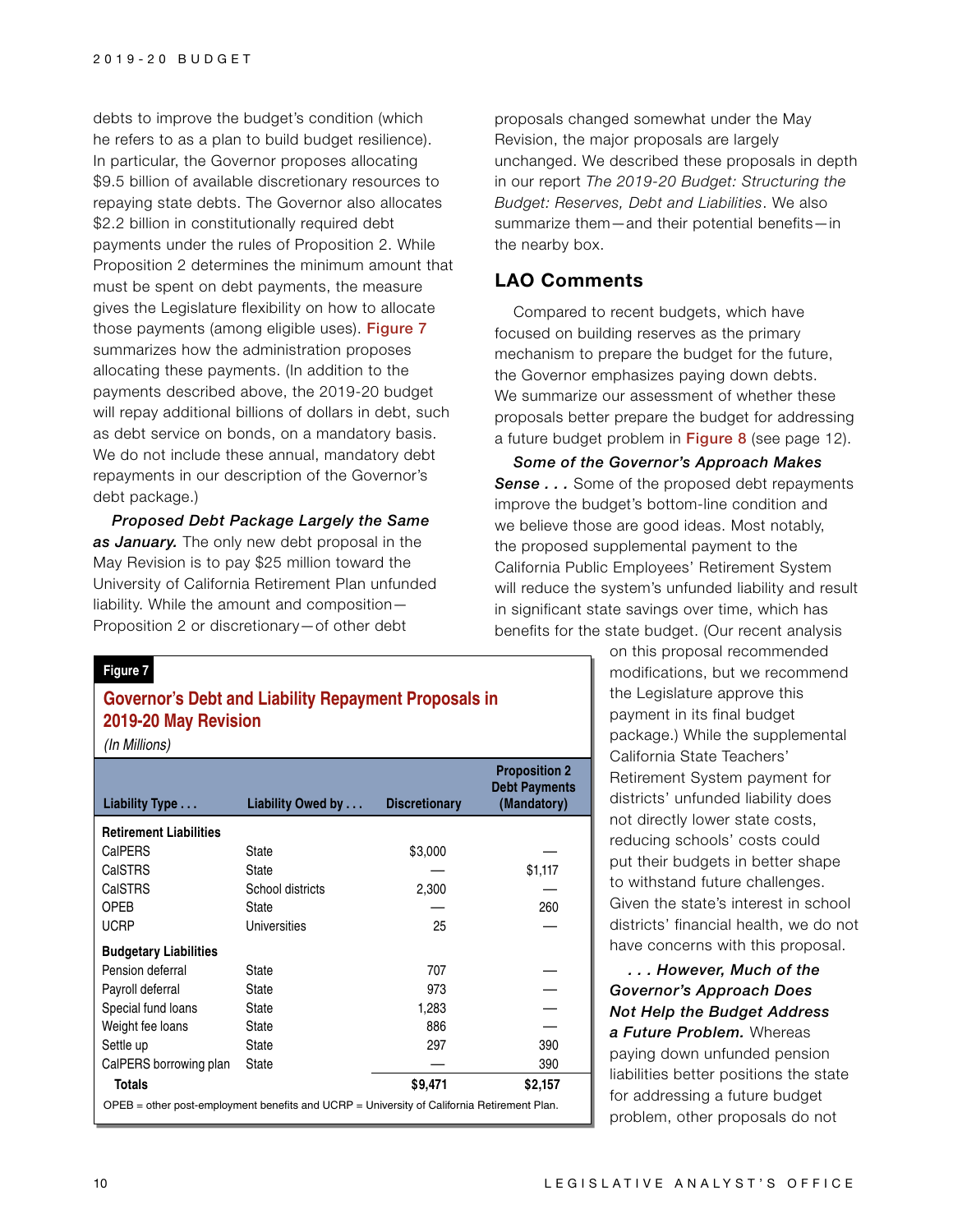debts to improve the budget's condition (which he refers to as a plan to build budget resilience). In particular, the Governor proposes allocating $9.5 billion of available discretionary resources to repaying state debts. The Governor also allocates $2.2 billion in constitutionally required debt payments under the rules of Proposition 2. While Proposition 2 determines the minimum amount that must be spent on debt payments, the measure gives the Legislature flexibility on how to allocate those payments (among eligible uses). Figure 7 summarizes how the administration proposes allocating these payments. (In addition to the payments described above, the 2019-20 budget will repay additional billions of dollars in debt, such as debt service on bonds, on a mandatory basis. We do not include these annual, mandatory debt repayments in our description of the Governor's debt package.)

***Proposed Debt Package Largely the Same as January.*** The only new debt proposal in the May Revision is to pay $25 million toward the University of California Retirement Plan unfunded liability. While the amount and composition—Proposition 2 or discretionary—of other debt proposals changed somewhat under the May Revision, the major proposals are largely unchanged. We described these proposals in depth in our report *The 2019-20 Budget: Structuring the Budget: Reserves, Debt and Liabilities*. We also summarize them—and their potential benefits—in the nearby box.

**Figure 7**

**Governor's Debt and Liability Repayment Proposals in 2019-20 May Revision**

*(In Millions)*

| Liability Type . . . | Liability Owed by . . . | Discretionary | Proposition 2 Debt Payments (Mandatory) |
|---|---|---|---|
| **Retirement Liabilities** | | | |
| CalPERS | State | $3,000 | — |
| CalSTRS | State | — | $1,117 |
| CalSTRS | School districts | 2,300 | — |
| OPEB | State | — | 260 |
| UCRP | Universities | 25 | — |
| **Budgetary Liabilities** | | | |
| Pension deferral | State | 707 | — |
| Payroll deferral | State | 973 | — |
| Special fund loans | State | 1,283 | — |
| Weight fee loans | State | 886 | — |
| Settle up | State | 297 | 390 |
| CalPERS borrowing plan | State | — | 390 |
| **Totals** | | **$9,471** | **$2,157** |

OPEB = other post-employment benefits and UCRP = University of California Retirement Plan.

## LAO Comments

Compared to recent budgets, which have focused on building reserves as the primary mechanism to prepare the budget for the future, the Governor emphasizes paying down debts. We summarize our assessment of whether these proposals better prepare the budget for addressing a future budget problem in Figure 8 (see page 12).

***Some of the Governor's Approach Makes Sense . . .*** Some of the proposed debt repayments improve the budget's bottom-line condition and we believe those are good ideas. Most notably, the proposed supplemental payment to the California Public Employees' Retirement System will reduce the system's unfunded liability and result in significant state savings over time, which has benefits for the state budget. (Our recent analysis on this proposal recommended modifications, but we recommend the Legislature approve this payment in its final budget package.) While the supplemental California State Teachers' Retirement System payment for districts' unfunded liability does not directly lower state costs, reducing schools' costs could put their budgets in better shape to withstand future challenges. Given the state's interest in school districts' financial health, we do not have concerns with this proposal.

***. . . However, Much of the Governor's Approach Does Not Help the Budget Address a Future Problem.*** Whereas paying down unfunded pension liabilities better positions the state for addressing a future budget problem, other proposals do not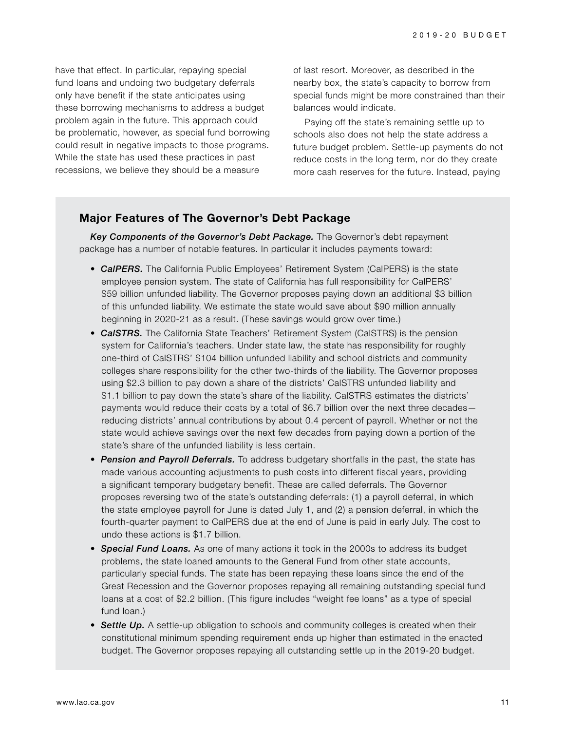have that effect. In particular, repaying special fund loans and undoing two budgetary deferrals only have benefit if the state anticipates using these borrowing mechanisms to address a budget problem again in the future. This approach could be problematic, however, as special fund borrowing could result in negative impacts to those programs. While the state has used these practices in past recessions, we believe they should be a measure of last resort. Moreover, as described in the nearby box, the state's capacity to borrow from special funds might be more constrained than their balances would indicate.

Paying off the state's remaining settle up to schools also does not help the state address a future budget problem. Settle-up payments do not reduce costs in the long term, nor do they create more cash reserves for the future. Instead, paying

### Major Features of The Governor's Debt Package

***Key Components of the Governor's Debt Package.*** The Governor's debt repayment package has a number of notable features. In particular it includes payments toward:

- ***CalPERS.*** The California Public Employees' Retirement System (CalPERS) is the state employee pension system. The state of California has full responsibility for CalPERS' $59 billion unfunded liability. The Governor proposes paying down an additional $3 billion of this unfunded liability. We estimate the state would save about $90 million annually beginning in 2020-21 as a result. (These savings would grow over time.)
- ***CalSTRS.*** The California State Teachers' Retirement System (CalSTRS) is the pension system for California's teachers. Under state law, the state has responsibility for roughly one-third of CalSTRS' $104 billion unfunded liability and school districts and community colleges share responsibility for the other two-thirds of the liability. The Governor proposes using $2.3 billion to pay down a share of the districts' CalSTRS unfunded liability and $1.1 billion to pay down the state's share of the liability. CalSTRS estimates the districts' payments would reduce their costs by a total of $6.7 billion over the next three decades—reducing districts' annual contributions by about 0.4 percent of payroll. Whether or not the state would achieve savings over the next few decades from paying down a portion of the state's share of the unfunded liability is less certain.
- ***Pension and Payroll Deferrals.*** To address budgetary shortfalls in the past, the state has made various accounting adjustments to push costs into different fiscal years, providing a significant temporary budgetary benefit. These are called deferrals. The Governor proposes reversing two of the state's outstanding deferrals: (1) a payroll deferral, in which the state employee payroll for June is dated July 1, and (2) a pension deferral, in which the fourth-quarter payment to CalPERS due at the end of June is paid in early July. The cost to undo these actions is $1.7 billion.
- ***Special Fund Loans.*** As one of many actions it took in the 2000s to address its budget problems, the state loaned amounts to the General Fund from other state accounts, particularly special funds. The state has been repaying these loans since the end of the Great Recession and the Governor proposes repaying all remaining outstanding special fund loans at a cost of $2.2 billion. (This figure includes "weight fee loans" as a type of special fund loan.)
- ***Settle Up.*** A settle-up obligation to schools and community colleges is created when their constitutional minimum spending requirement ends up higher than estimated in the enacted budget. The Governor proposes repaying all outstanding settle up in the 2019-20 budget.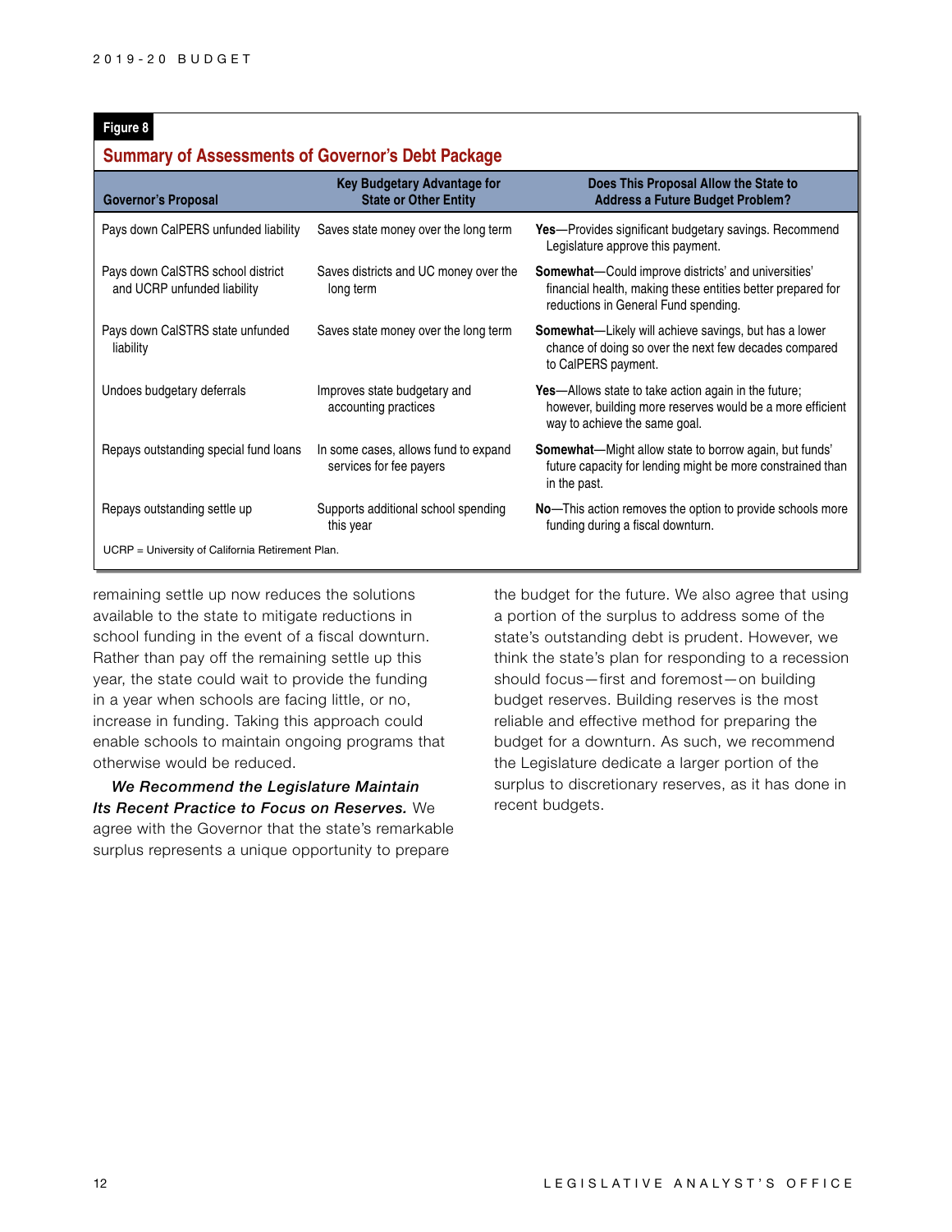**Figure 8**

**Summary of Assessments of Governor's Debt Package**

| Governor's Proposal | Key Budgetary Advantage for State or Other Entity | Does This Proposal Allow the State to Address a Future Budget Problem? |
|---|---|---|
| Pays down CalPERS unfunded liability | Saves state money over the long term | **Yes**—Provides significant budgetary savings. Recommend Legislature approve this payment. |
| Pays down CalSTRS school district and UCRP unfunded liability | Saves districts and UC money over the long term | **Somewhat**—Could improve districts' and universities' financial health, making these entities better prepared for reductions in General Fund spending. |
| Pays down CalSTRS state unfunded liability | Saves state money over the long term | **Somewhat**—Likely will achieve savings, but has a lower chance of doing so over the next few decades compared to CalPERS payment. |
| Undoes budgetary deferrals | Improves state budgetary and accounting practices | **Yes**—Allows state to take action again in the future; however, building more reserves would be a more efficient way to achieve the same goal. |
| Repays outstanding special fund loans | In some cases, allows fund to expand services for fee payers | **Somewhat**—Might allow state to borrow again, but funds' future capacity for lending might be more constrained than in the past. |
| Repays outstanding settle up | Supports additional school spending this year | **No**—This action removes the option to provide schools more funding during a fiscal downturn. |

UCRP = University of California Retirement Plan.

remaining settle up now reduces the solutions available to the state to mitigate reductions in school funding in the event of a fiscal downturn. Rather than pay off the remaining settle up this year, the state could wait to provide the funding in a year when schools are facing little, or no, increase in funding. Taking this approach could enable schools to maintain ongoing programs that otherwise would be reduced.

***We Recommend the Legislature Maintain Its Recent Practice to Focus on Reserves.*** We agree with the Governor that the state's remarkable surplus represents a unique opportunity to prepare the budget for the future. We also agree that using a portion of the surplus to address some of the state's outstanding debt is prudent. However, we think the state's plan for responding to a recession should focus—first and foremost—on building budget reserves. Building reserves is the most reliable and effective method for preparing the budget for a downturn. As such, we recommend the Legislature dedicate a larger portion of the surplus to discretionary reserves, as it has done in recent budgets.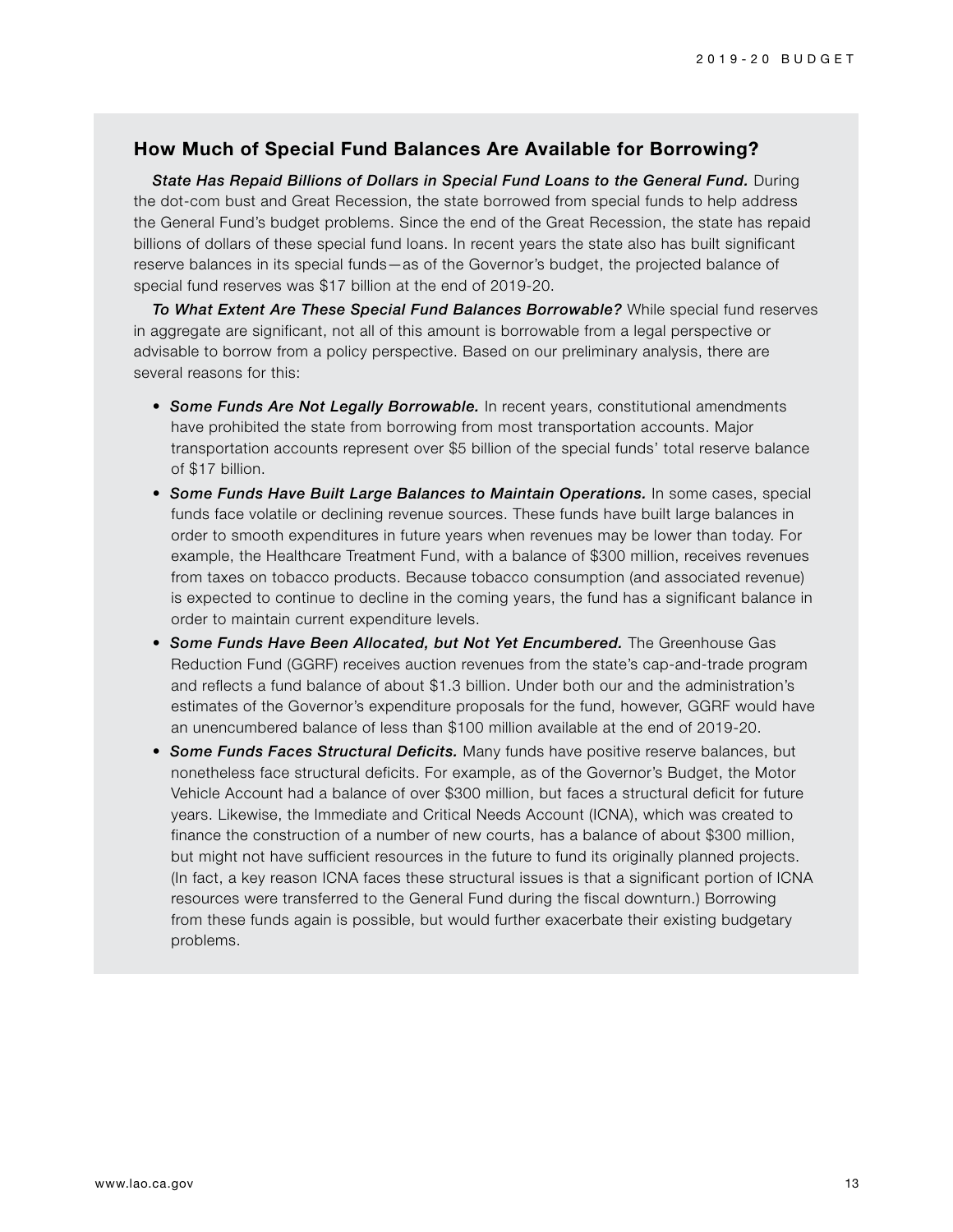## How Much of Special Fund Balances Are Available for Borrowing?

***State Has Repaid Billions of Dollars in Special Fund Loans to the General Fund.*** During the dot-com bust and Great Recession, the state borrowed from special funds to help address the General Fund's budget problems. Since the end of the Great Recession, the state has repaid billions of dollars of these special fund loans. In recent years the state also has built significant reserve balances in its special funds—as of the Governor's budget, the projected balance of special fund reserves was $17 billion at the end of 2019-20.

***To What Extent Are These Special Fund Balances Borrowable?*** While special fund reserves in aggregate are significant, not all of this amount is borrowable from a legal perspective or advisable to borrow from a policy perspective. Based on our preliminary analysis, there are several reasons for this:

- ***Some Funds Are Not Legally Borrowable.*** In recent years, constitutional amendments have prohibited the state from borrowing from most transportation accounts. Major transportation accounts represent over $5 billion of the special funds' total reserve balance of $17 billion.
- ***Some Funds Have Built Large Balances to Maintain Operations.*** In some cases, special funds face volatile or declining revenue sources. These funds have built large balances in order to smooth expenditures in future years when revenues may be lower than today. For example, the Healthcare Treatment Fund, with a balance of $300 million, receives revenues from taxes on tobacco products. Because tobacco consumption (and associated revenue) is expected to continue to decline in the coming years, the fund has a significant balance in order to maintain current expenditure levels.
- ***Some Funds Have Been Allocated, but Not Yet Encumbered.*** The Greenhouse Gas Reduction Fund (GGRF) receives auction revenues from the state's cap-and-trade program and reflects a fund balance of about $1.3 billion. Under both our and the administration's estimates of the Governor's expenditure proposals for the fund, however, GGRF would have an unencumbered balance of less than $100 million available at the end of 2019-20.
- ***Some Funds Faces Structural Deficits.*** Many funds have positive reserve balances, but nonetheless face structural deficits. For example, as of the Governor's Budget, the Motor Vehicle Account had a balance of over $300 million, but faces a structural deficit for future years. Likewise, the Immediate and Critical Needs Account (ICNA), which was created to finance the construction of a number of new courts, has a balance of about $300 million, but might not have sufficient resources in the future to fund its originally planned projects. (In fact, a key reason ICNA faces these structural issues is that a significant portion of ICNA resources were transferred to the General Fund during the fiscal downturn.) Borrowing from these funds again is possible, but would further exacerbate their existing budgetary problems.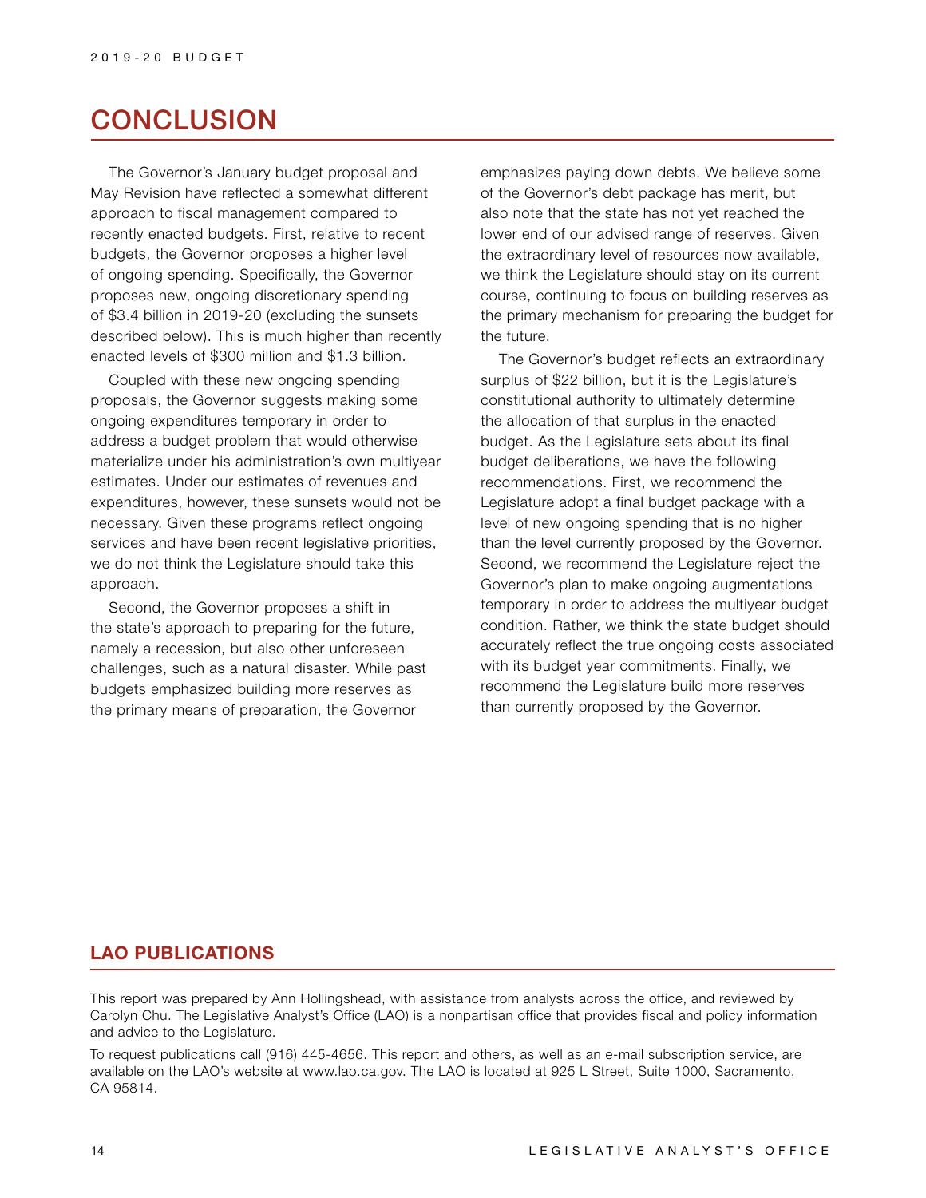## CONCLUSION

The Governor's January budget proposal and May Revision have reflected a somewhat different approach to fiscal management compared to recently enacted budgets. First, relative to recent budgets, the Governor proposes a higher level of ongoing spending. Specifically, the Governor proposes new, ongoing discretionary spending of $3.4 billion in 2019-20 (excluding the sunsets described below). This is much higher than recently enacted levels of $300 million and $1.3 billion.

Coupled with these new ongoing spending proposals, the Governor suggests making some ongoing expenditures temporary in order to address a budget problem that would otherwise materialize under his administration's own multiyear estimates. Under our estimates of revenues and expenditures, however, these sunsets would not be necessary. Given these programs reflect ongoing services and have been recent legislative priorities, we do not think the Legislature should take this approach.

Second, the Governor proposes a shift in the state's approach to preparing for the future, namely a recession, but also other unforeseen challenges, such as a natural disaster. While past budgets emphasized building more reserves as the primary means of preparation, the Governor emphasizes paying down debts. We believe some of the Governor's debt package has merit, but also note that the state has not yet reached the lower end of our advised range of reserves. Given the extraordinary level of resources now available, we think the Legislature should stay on its current course, continuing to focus on building reserves as the primary mechanism for preparing the budget for the future.

The Governor's budget reflects an extraordinary surplus of $22 billion, but it is the Legislature's constitutional authority to ultimately determine the allocation of that surplus in the enacted budget. As the Legislature sets about its final budget deliberations, we have the following recommendations. First, we recommend the Legislature adopt a final budget package with a level of new ongoing spending that is no higher than the level currently proposed by the Governor. Second, we recommend the Legislature reject the Governor's plan to make ongoing augmentations temporary in order to address the multiyear budget condition. Rather, we think the state budget should accurately reflect the true ongoing costs associated with its budget year commitments. Finally, we recommend the Legislature build more reserves than currently proposed by the Governor.

### LAO PUBLICATIONS

This report was prepared by Ann Hollingshead, with assistance from analysts across the office, and reviewed by Carolyn Chu. The Legislative Analyst's Office (LAO) is a nonpartisan office that provides fiscal and policy information and advice to the Legislature.

To request publications call (916) 445-4656. This report and others, as well as an e-mail subscription service, are available on the LAO's website at www.lao.ca.gov. The LAO is located at 925 L Street, Suite 1000, Sacramento, CA 95814.